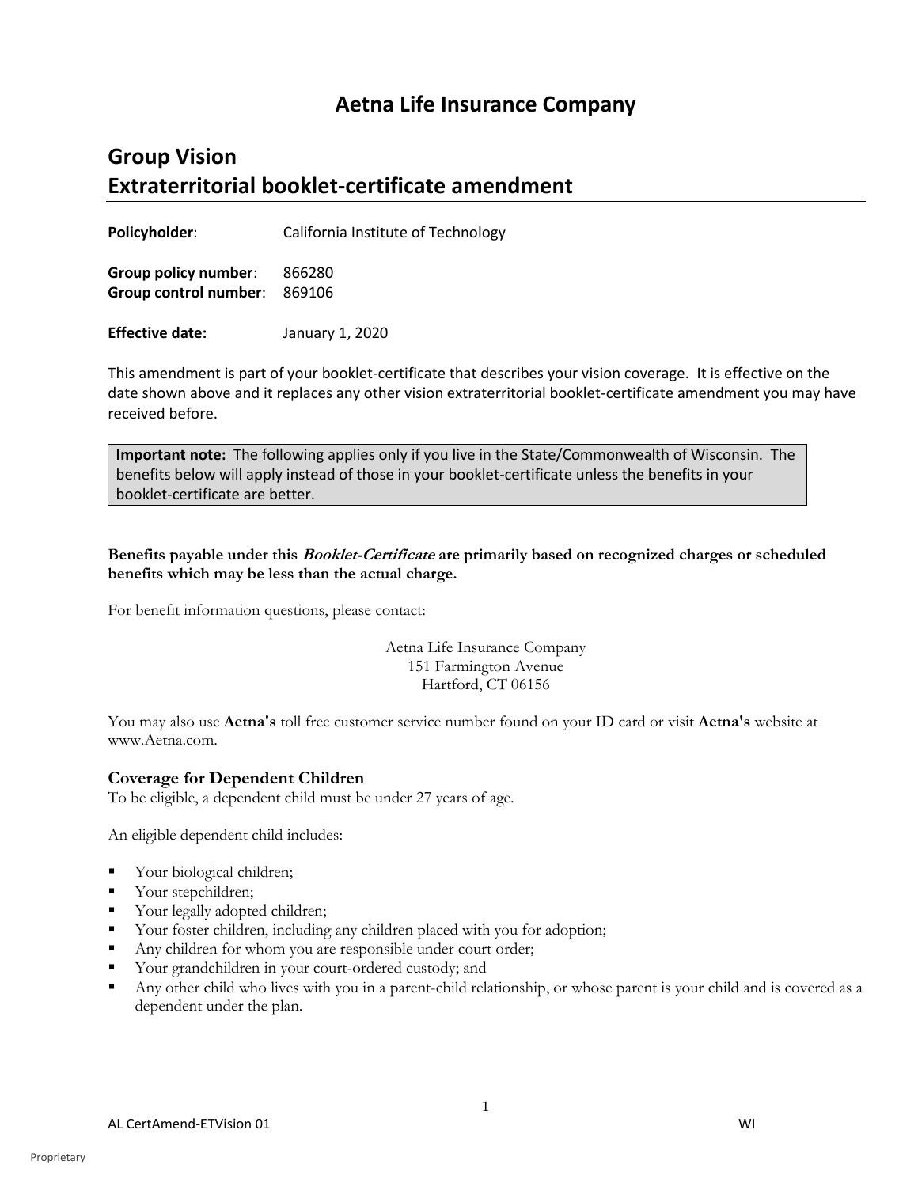# Aetna Life Insurance Company

## Group Vision
## Extraterritorial booklet-certificate amendment

**Policyholder**: California Institute of Technology

**Group policy number**: 866280
**Group control number**: 869106

**Effective date:** January 1, 2020

This amendment is part of your booklet-certificate that describes your vision coverage. It is effective on the date shown above and it replaces any other vision extraterritorial booklet-certificate amendment you may have received before.

> **Important note:** The following applies only if you live in the State/Commonwealth of Wisconsin. The benefits below will apply instead of those in your booklet-certificate unless the benefits in your booklet-certificate are better.

**Benefits payable under this *Booklet-Certificate* are primarily based on recognized charges or scheduled benefits which may be less than the actual charge.**

For benefit information questions, please contact:

Aetna Life Insurance Company
151 Farmington Avenue
Hartford, CT 06156

You may also use **Aetna's** toll free customer service number found on your ID card or visit **Aetna's** website at www.Aetna.com.

### Coverage for Dependent Children

To be eligible, a dependent child must be under 27 years of age.

An eligible dependent child includes:

- Your biological children;
- Your stepchildren;
- Your legally adopted children;
- Your foster children, including any children placed with you for adoption;
- Any children for whom you are responsible under court order;
- Your grandchildren in your court-ordered custody; and
- Any other child who lives with you in a parent-child relationship, or whose parent is your child and is covered as a dependent under the plan.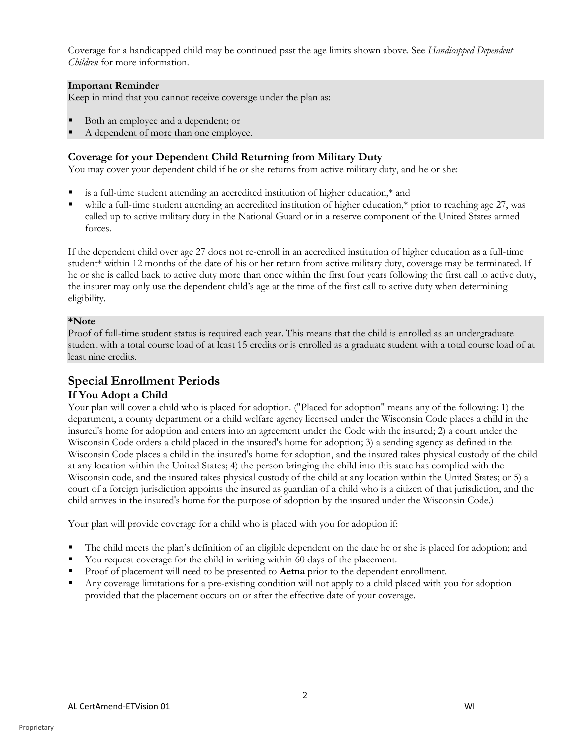Coverage for a handicapped child may be continued past the age limits shown above. See *Handicapped Dependent Children* for more information.

**Important Reminder**

Keep in mind that you cannot receive coverage under the plan as:

- Both an employee and a dependent; or
- A dependent of more than one employee.

### Coverage for your Dependent Child Returning from Military Duty

You may cover your dependent child if he or she returns from active military duty, and he or she:

- is a full-time student attending an accredited institution of higher education,* and
- while a full-time student attending an accredited institution of higher education,* prior to reaching age 27, was called up to active military duty in the National Guard or in a reserve component of the United States armed forces.

If the dependent child over age 27 does not re-enroll in an accredited institution of higher education as a full-time student* within 12 months of the date of his or her return from active military duty, coverage may be terminated. If he or she is called back to active duty more than once within the first four years following the first call to active duty, the insurer may only use the dependent child's age at the time of the first call to active duty when determining eligibility.

***Note**

Proof of full-time student status is required each year. This means that the child is enrolled as an undergraduate student with a total course load of at least 15 credits or is enrolled as a graduate student with a total course load of at least nine credits.

## Special Enrollment Periods

### If You Adopt a Child

Your plan will cover a child who is placed for adoption. ("Placed for adoption" means any of the following: 1) the department, a county department or a child welfare agency licensed under the Wisconsin Code places a child in the insured's home for adoption and enters into an agreement under the Code with the insured; 2) a court under the Wisconsin Code orders a child placed in the insured's home for adoption; 3) a sending agency as defined in the Wisconsin Code places a child in the insured's home for adoption, and the insured takes physical custody of the child at any location within the United States; 4) the person bringing the child into this state has complied with the Wisconsin code, and the insured takes physical custody of the child at any location within the United States; or 5) a court of a foreign jurisdiction appoints the insured as guardian of a child who is a citizen of that jurisdiction, and the child arrives in the insured's home for the purpose of adoption by the insured under the Wisconsin Code.)

Your plan will provide coverage for a child who is placed with you for adoption if:

- The child meets the plan's definition of an eligible dependent on the date he or she is placed for adoption; and
- You request coverage for the child in writing within 60 days of the placement.
- Proof of placement will need to be presented to **Aetna** prior to the dependent enrollment.
- Any coverage limitations for a pre-existing condition will not apply to a child placed with you for adoption provided that the placement occurs on or after the effective date of your coverage.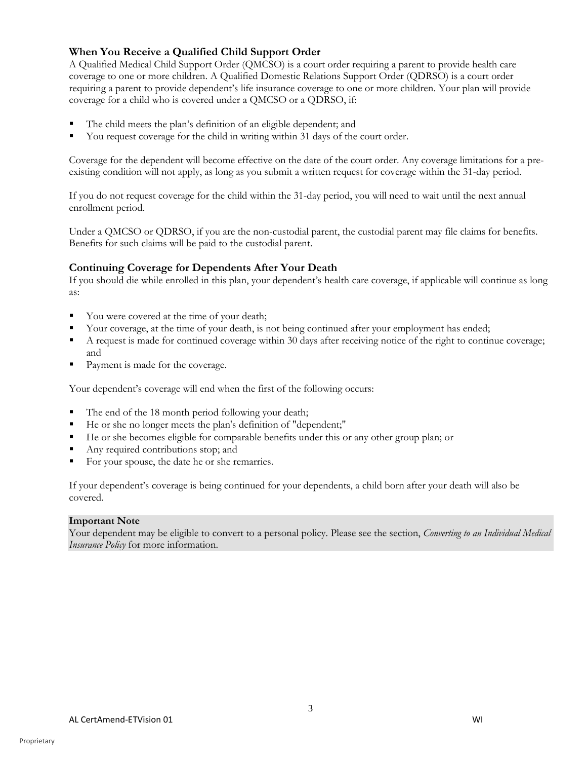### When You Receive a Qualified Child Support Order

A Qualified Medical Child Support Order (QMCSO) is a court order requiring a parent to provide health care coverage to one or more children. A Qualified Domestic Relations Support Order (QDRSO) is a court order requiring a parent to provide dependent's life insurance coverage to one or more children. Your plan will provide coverage for a child who is covered under a QMCSO or a QDRSO, if:

- The child meets the plan's definition of an eligible dependent; and
- You request coverage for the child in writing within 31 days of the court order.

Coverage for the dependent will become effective on the date of the court order. Any coverage limitations for a pre-existing condition will not apply, as long as you submit a written request for coverage within the 31-day period.

If you do not request coverage for the child within the 31-day period, you will need to wait until the next annual enrollment period.

Under a QMCSO or QDRSO, if you are the non-custodial parent, the custodial parent may file claims for benefits. Benefits for such claims will be paid to the custodial parent.

### Continuing Coverage for Dependents After Your Death

If you should die while enrolled in this plan, your dependent's health care coverage, if applicable will continue as long as:

- You were covered at the time of your death;
- Your coverage, at the time of your death, is not being continued after your employment has ended;
- A request is made for continued coverage within 30 days after receiving notice of the right to continue coverage; and
- Payment is made for the coverage.

Your dependent's coverage will end when the first of the following occurs:

- The end of the 18 month period following your death;
- He or she no longer meets the plan's definition of "dependent;"
- He or she becomes eligible for comparable benefits under this or any other group plan; or
- Any required contributions stop; and
- For your spouse, the date he or she remarries.

If your dependent's coverage is being continued for your dependents, a child born after your death will also be covered.

**Important Note**
Your dependent may be eligible to convert to a personal policy. Please see the section, *Converting to an Individual Medical Insurance Policy* for more information.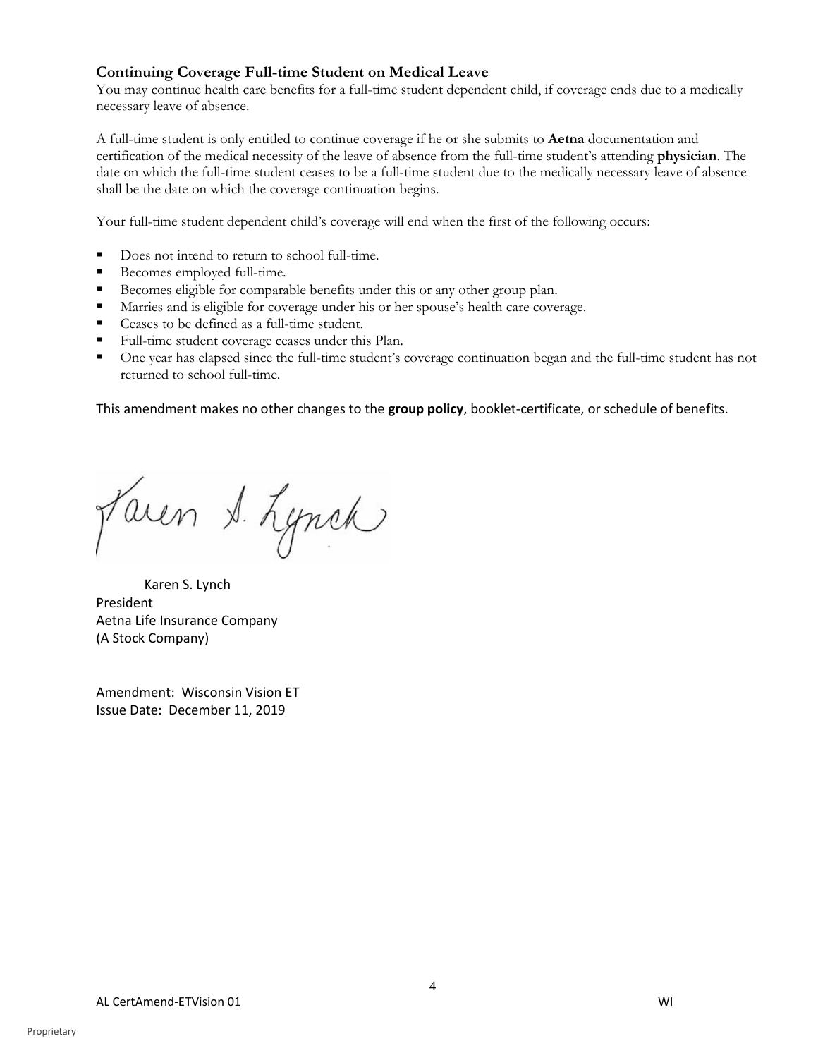### Continuing Coverage Full-time Student on Medical Leave

You may continue health care benefits for a full-time student dependent child, if coverage ends due to a medically necessary leave of absence.

A full-time student is only entitled to continue coverage if he or she submits to **Aetna** documentation and certification of the medical necessity of the leave of absence from the full-time student's attending **physician**. The date on which the full-time student ceases to be a full-time student due to the medically necessary leave of absence shall be the date on which the coverage continuation begins.

Your full-time student dependent child's coverage will end when the first of the following occurs:

- Does not intend to return to school full-time.
- Becomes employed full-time.
- Becomes eligible for comparable benefits under this or any other group plan.
- Marries and is eligible for coverage under his or her spouse's health care coverage.
- Ceases to be defined as a full-time student.
- Full-time student coverage ceases under this Plan.
- One year has elapsed since the full-time student's coverage continuation began and the full-time student has not returned to school full-time.

This amendment makes no other changes to the **group policy**, booklet-certificate, or schedule of benefits.

Karen S. Lynch

Karen S. Lynch
President
Aetna Life Insurance Company
(A Stock Company)

Amendment: Wisconsin Vision ET
Issue Date: December 11, 2019

AL CertAmend-ETVision 01 WI

Proprietary